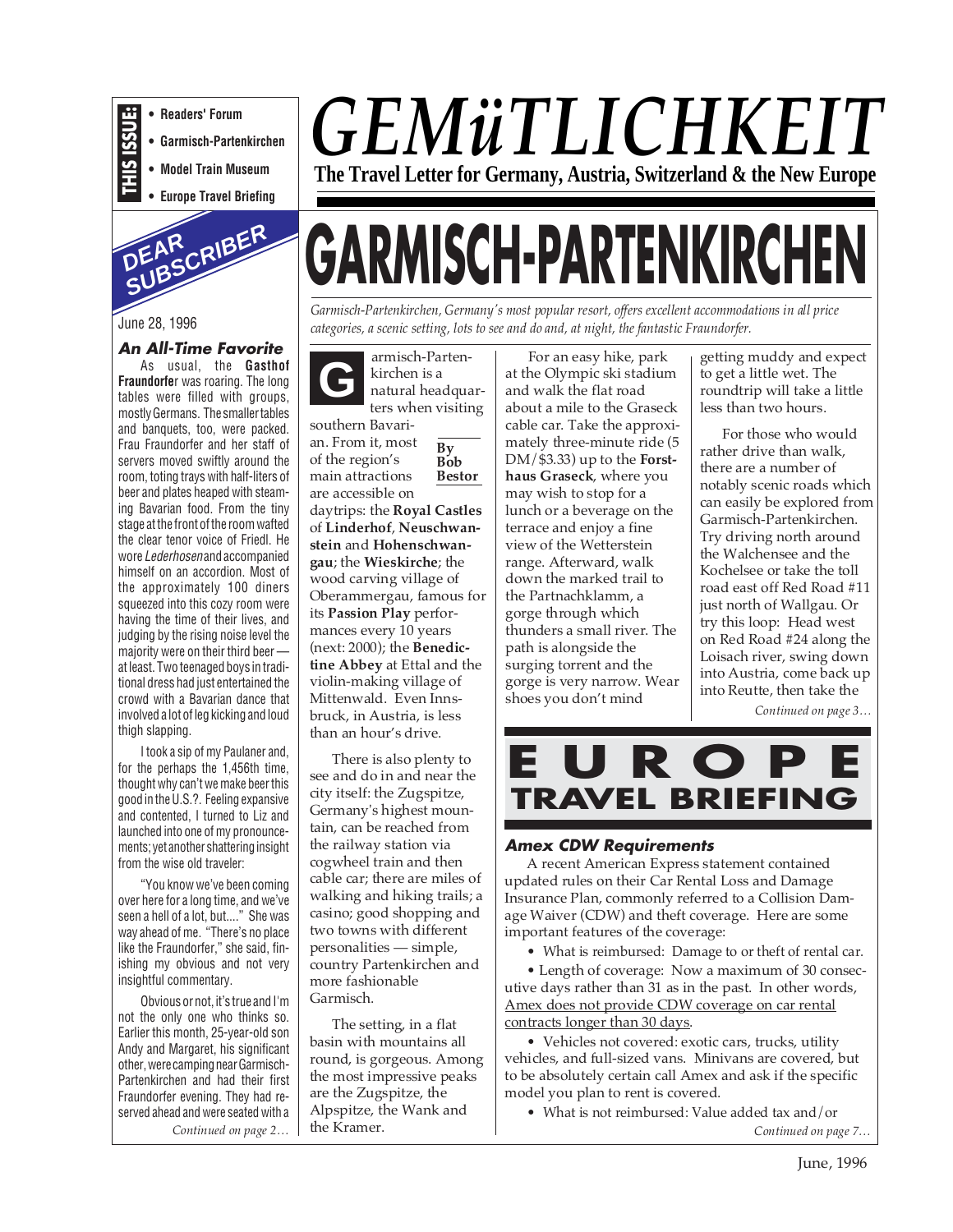**THIS ISSUE:**

- Readers' Forum
- Garmisch-Partenkirchen
- Model Train Museum
- Europe Travel Briefing

# *GEMüTLICHKEIT*

**The Travel Letter for Germany, Austria, Switzerland & the New Europe**

## DEAR SUBSCRIBER

June 28, 1996

### *An All-Time Favorite*

As usual, the **Gasthof Fraundorfer** was roaring. The long tables were filled with groups, mostly Germans. The smaller tables and banquets, too, were packed. Frau Fraundorfer and her staff of servers moved swiftly around the room, toting trays with half-liters of beer and plates heaped with steaming Bavarian food. From the tiny stage at the front of the room wafted the clear tenor voice of Friedl. He wore *Lederhosen* and accompanied himself on an accordion. Most of the approximately 100 diners squeezed into this cozy room were having the time of their lives, and judging by the rising noise level the majority were on their third beer — at least. Two teenaged boys in traditional dress had just entertained the crowd with a Bavarian dance that involved a lot of leg kicking and loud thigh slapping.

I took a sip of my Paulaner and, for the perhaps the 1,456th time, thought why can't we make beer this good in the U.S.?. Feeling expansive and contented, I turned to Liz and launched into one of my pronouncements; yet another shattering insight from the wise old traveler:

"You know we've been coming over here for a long time, and we've seen a hell of a lot, but...." She was way ahead of me. "There's no place like the Fraundorfer," she said, finishing my obvious and not very insightful commentary.

Obvious or not, it's true and I'm not the only one who thinks so. Earlier this month, 25-year-old son Andy and Margaret, his significant other, were camping near Garmisch-Partenkirchen and had their first Fraundorfer evening. They had reserved ahead and were seated with a

*Continued on page 2…*

# GARMISCH-PARTENKIRCHEN

*Garmisch-Partenkirchen, Germany's most popular resort, offers excellent accommodations in all price categories, a scenic setting, lots to see and do and, at night, the fantastic Fraundorfer.*

**By Bob Bestor**

Garmisch-Partenkirchen is a natural headquarters when visiting southern Bavarian. From it, most of the region's main attractions are accessible on daytrips: the **Royal Castles** of **Linderhof**, **Neuschwanstein** and **Hohenschwangau**; the **Wieskirche**; the wood carving village of Oberammergau, famous for its **Passion Play** performances every 10 years (next: 2000); the **Benedictine Abbey** at Ettal and the violin-making village of Mittenwald. Even Innsbruck, in Austria, is less than an hour's drive.

There is also plenty to see and do in and near the city itself: the Zugspitze, Germany's highest mountain, can be reached from the railway station via cogwheel train and then cable car; there are miles of walking and hiking trails; a casino; good shopping and two towns with different personalities — simple, country Partenkirchen and more fashionable Garmisch.

The setting, in a flat basin with mountains all round, is gorgeous. Among the most impressive peaks are the Zugspitze, the Alpspitze, the Wank and the Kramer.

For an easy hike, park at the Olympic ski stadium and walk the flat road about a mile to the Graseck cable car. Take the approximately three-minute ride (5 DM/$3.33) up to the **Forsthaus Graseck**, where you may wish to stop for a lunch or a beverage on the terrace and enjoy a fine view of the Wetterstein range. Afterward, walk down the marked trail to the Partnachklamm, a gorge through which thunders a small river. The path is alongside the surging torrent and the gorge is very narrow. Wear shoes you don't mind getting muddy and expect to get a little wet. The roundtrip will take a little less than two hours.

For those who would rather drive than walk, there are a number of notably scenic roads which can easily be explored from Garmisch-Partenkirchen. Try driving north around the Walchensee and the Kochelsee or take the toll road east off Red Road #11 just north of Wallgau. Or try this loop: Head west on Red Road #24 along the Loisach river, swing down into Austria, come back up into Reutte, then take the

*Continued on page 3…*

# EUROPE TRAVEL BRIEFING

### *Amex CDW Requirements*

A recent American Express statement contained updated rules on their Car Rental Loss and Damage Insurance Plan, commonly referred to a Collision Damage Waiver (CDW) and theft coverage. Here are some important features of the coverage:

- What is reimbursed: Damage to or theft of rental car.
- Length of coverage: Now a maximum of 30 consecutive days rather than 31 as in the past. In other words, Amex does not provide CDW coverage on car rental contracts longer than 30 days.
- Vehicles not covered: exotic cars, trucks, utility vehicles, and full-sized vans. Minivans are covered, but to be absolutely certain call Amex and ask if the specific model you plan to rent is covered.
- What is not reimbursed: Value added tax and/or

*Continued on page 7…*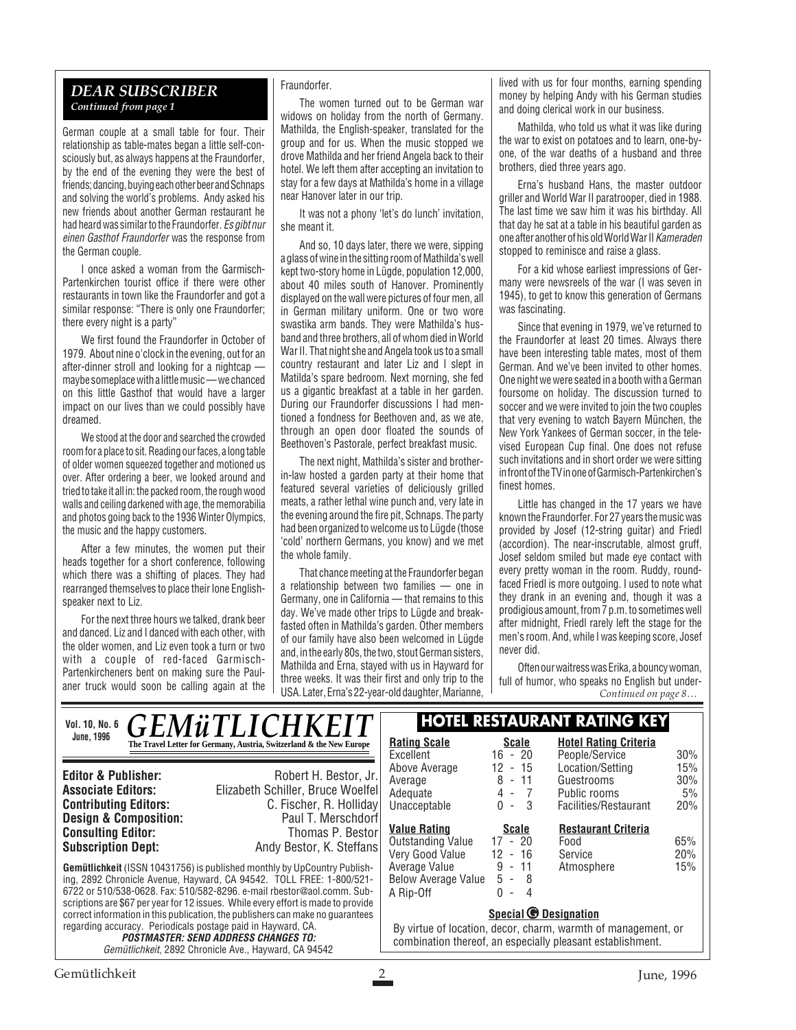## DEAR SUBSCRIBER

*Continued from page 1*

German couple at a small table for four. Their relationship as table-mates began a little self-consciously but, as always happens at the Fraundorfer, by the end of the evening they were the best of friends; dancing, buying each other beer and Schnaps and solving the world's problems. Andy asked his new friends about another German restaurant he had heard was similar to the Fraundorfer. *Es gibt nur einen Gasthof Fraundorfer* was the response from the German couple.

I once asked a woman from the Garmisch-Partenkirchen tourist office if there were other restaurants in town like the Fraundorfer and got a similar response: "There is only one Fraundorfer; there every night is a party"

We first found the Fraundorfer in October of 1979. About nine o'clock in the evening, out for an after-dinner stroll and looking for a nightcap — maybe someplace with a little music — we chanced on this little Gasthof that would have a larger impact on our lives than we could possibly have dreamed.

We stood at the door and searched the crowded room for a place to sit. Reading our faces, a long table of older women squeezed together and motioned us over. After ordering a beer, we looked around and tried to take it all in: the packed room, the rough wood walls and ceiling darkened with age, the memorabilia and photos going back to the 1936 Winter Olympics, the music and the happy customers.

After a few minutes, the women put their heads together for a short conference, following which there was a shifting of places. They had rearranged themselves to place their lone English-speaker next to Liz.

For the next three hours we talked, drank beer and danced. Liz and I danced with each other, with the older women, and Liz even took a turn or two with a couple of red-faced Garmisch-Partenkircheners bent on making sure the Paulaner truck would soon be calling again at the Fraundorfer.

The women turned out to be German war widows on holiday from the north of Germany. Mathilda, the English-speaker, translated for the group and for us. When the music stopped we drove Mathilda and her friend Angela back to their hotel. We left them after accepting an invitation to stay for a few days at Mathilda's home in a village near Hanover later in our trip.

It was not a phony 'let's do lunch' invitation, she meant it.

And so, 10 days later, there we were, sipping a glass of wine in the sitting room of Mathilda's well kept two-story home in Lügde, population 12,000, about 40 miles south of Hanover. Prominently displayed on the wall were pictures of four men, all in German military uniform. One or two wore swastika arm bands. They were Mathilda's husband and three brothers, all of whom died in World War II. That night she and Angela took us to a small country restaurant and later Liz and I slept in Matilda's spare bedroom. Next morning, she fed us a gigantic breakfast at a table in her garden. During our Fraundorfer discussions I had mentioned a fondness for Beethoven and, as we ate, through an open door floated the sounds of Beethoven's Pastorale, perfect breakfast music.

The next night, Mathilda's sister and brother-in-law hosted a garden party at their home that featured several varieties of deliciously grilled meats, a rather lethal wine punch and, very late in the evening around the fire pit, Schnaps. The party had been organized to welcome us to Lügde (those 'cold' northern Germans, you know) and we met the whole family.

That chance meeting at the Fraundorfer began a relationship between two families — one in Germany, one in California — that remains to this day. We've made other trips to Lügde and breakfasted often in Mathilda's garden. Other members of our family have also been welcomed in Lügde and, in the early 80s, the two, stout German sisters, Mathilda and Erna, stayed with us in Hayward for three weeks. It was their first and only trip to the USA. Later, Erna's 22-year-old daughter, Marianne, lived with us for four months, earning spending money by helping Andy with his German studies and doing clerical work in our business.

Mathilda, who told us what it was like during the war to exist on potatoes and to learn, one-by-one, of the war deaths of a husband and three brothers, died three years ago.

Erna's husband Hans, the master outdoor griller and World War II paratrooper, died in 1988. The last time we saw him it was his birthday. All that day he sat at a table in his beautiful garden as one after another of his old World War II *Kameraden* stopped to reminisce and raise a glass.

For a kid whose earliest impressions of Germany were newsreels of the war (I was seven in 1945), to get to know this generation of Germans was fascinating.

Since that evening in 1979, we've returned to the Fraundorfer at least 20 times. Always there have been interesting table mates, most of them German. And we've been invited to other homes. One night we were seated in a booth with a German foursome on holiday. The discussion turned to soccer and we were invited to join the two couples that very evening to watch Bayern München, the New York Yankees of German soccer, in the televised European Cup final. One does not refuse such invitations and in short order we were sitting in front of the TV in one of Garmisch-Partenkirchen's finest homes.

Little has changed in the 17 years we have known the Fraundorfer. For 27 years the music was provided by Josef (12-string guitar) and Friedl (accordion). The near-inscrutable, almost gruff, Josef seldom smiled but made eye contact with every pretty woman in the room. Ruddy, round-faced Friedl is more outgoing. I used to note what they drank in an evening and, though it was a prodigious amount, from 7 p.m. to sometimes well after midnight, Friedl rarely left the stage for the men's room. And, while I was keeping score, Josef never did.

Often our waitress was Erika, a bouncy woman, full of humor, who speaks no English but under-

*Continued on page 8…*

---

**Vol. 10, No. 6, June, 1996**

# *GEMüTLICHKEIT*

**The Travel Letter for Germany, Austria, Switzerland & the New Europe**

| | |
|---|---|
| **Editor & Publisher:** | Robert H. Bestor, Jr. |
| **Associate Editors:** | Elizabeth Schiller, Bruce Woelfel |
| **Contributing Editors:** | C. Fischer, R. Holliday |
| **Design & Composition:** | Paul T. Merschdorf |
| **Consulting Editor:** | Thomas P. Bestor |
| **Subscription Dept:** | Andy Bestor, K. Steffans |

**Gemütlichkeit** (ISSN 10431756) is published monthly by UpCountry Publishing, 2892 Chronicle Avenue, Hayward, CA 94542. TOLL FREE: 1-800/521-6722 or 510/538-0628. Fax: 510/582-8296. e-mail rbestor@aol.comm. Subscriptions are $67 per year for 12 issues. While every effort is made to provide correct information in this publication, the publishers can make no guarantees regarding accuracy. Periodicals postage paid in Hayward, CA.

***POSTMASTER: SEND ADDRESS CHANGES TO:***
*Gemütlichkeit*, 2892 Chronicle Ave., Hayward, CA 94542

## HOTEL RESTAURANT RATING KEY

| Rating Scale | Scale |
|---|---|
| Excellent | 16 - 20 |
| Above Average | 12 - 15 |
| Average | 8 - 11 |
| Adequate | 4 - 7 |
| Unacceptable | 0 - 3 |

| Hotel Rating Criteria | |
|---|---|
| People/Service | 30% |
| Location/Setting | 15% |
| Guestrooms | 30% |
| Public rooms | 5% |
| Facilities/Restaurant | 20% |

| Value Rating | Scale |
|---|---|
| Outstanding Value | 17 - 20 |
| Very Good Value | 12 - 16 |
| Average Value | 9 - 11 |
| Below Average Value | 5 - 8 |
| A Rip-Off | 0 - 4 |

| Restaurant Criteria | |
|---|---|
| Food | 65% |
| Service | 20% |
| Atmosphere | 15% |

**Special G Designation**

By virtue of location, decor, charm, warmth of management, or combination thereof, an especially pleasant establishment.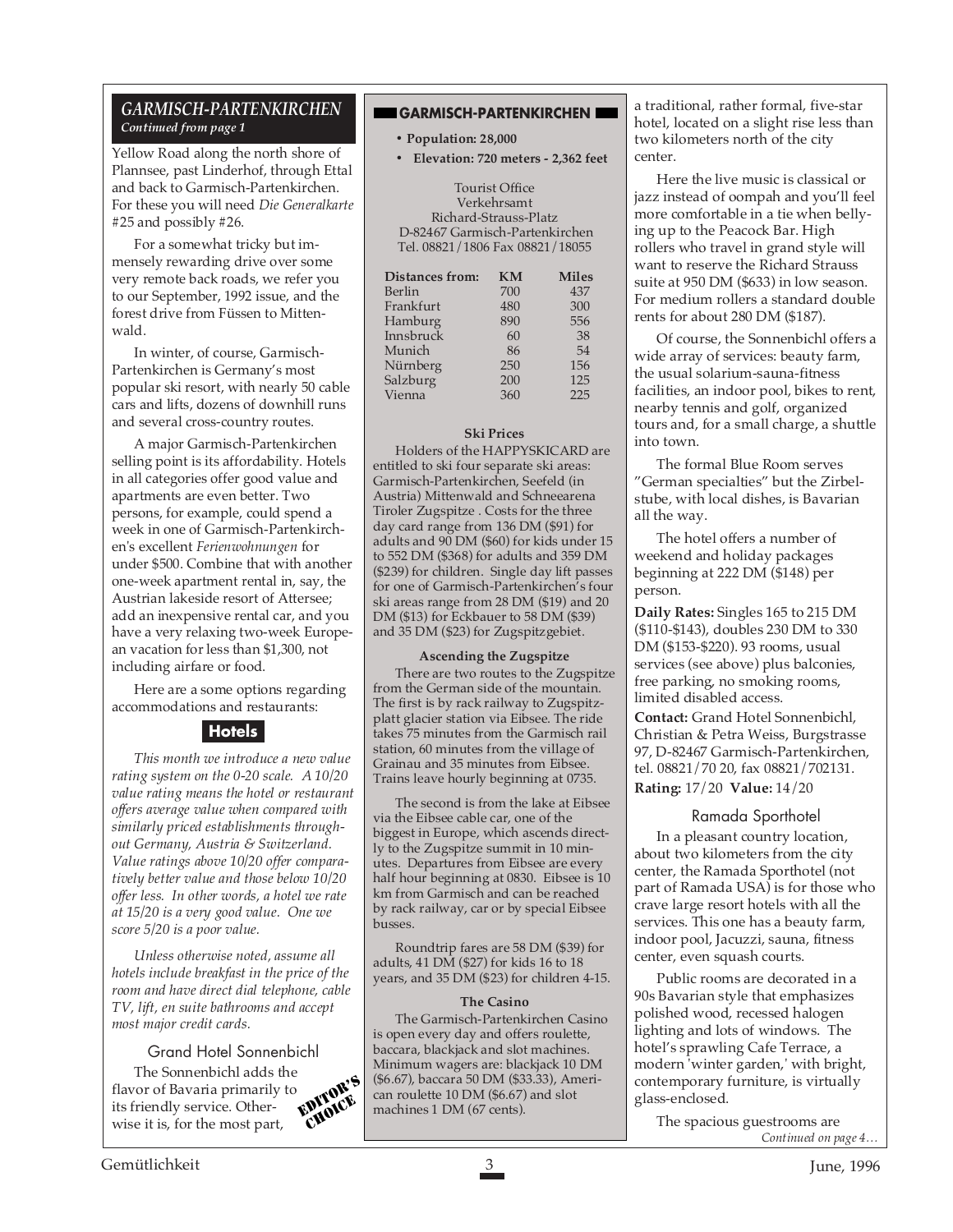## GARMISCH-PARTENKIRCHEN

*Continued from page 1*

Yellow Road along the north shore of Plannsee, past Linderhof, through Ettal and back to Garmisch-Partenkirchen. For these you will need *Die Generalkarte* #25 and possibly #26.

For a somewhat tricky but immensely rewarding drive over some very remote back roads, we refer you to our September, 1992 issue, and the forest drive from Füssen to Mittenwald.

In winter, of course, Garmisch-Partenkirchen is Germany's most popular ski resort, with nearly 50 cable cars and lifts, dozens of downhill runs and several cross-country routes.

A major Garmisch-Partenkirchen selling point is its affordability. Hotels in all categories offer good value and apartments are even better. Two persons, for example, could spend a week in one of Garmisch-Partenkirchen's excellent *Ferienwohnungen* for under $500. Combine that with another one-week apartment rental in, say, the Austrian lakeside resort of Attersee; add an inexpensive rental car, and you have a very relaxing two-week European vacation for less than $1,300, not including airfare or food.

Here are a some options regarding accommodations and restaurants:

### Hotels

*This month we introduce a new value rating system on the 0-20 scale. A 10/20 value rating means the hotel or restaurant offers average value when compared with similarly priced establishments throughout Germany, Austria & Switzerland. Value ratings above 10/20 offer comparatively better value and those below 10/20 offer less. In other words, a hotel we rate at 15/20 is a very good value. One we score 5/20 is a poor value.*

*Unless otherwise noted, assume all hotels include breakfast in the price of the room and have direct dial telephone, cable TV, lift, en suite bathrooms and accept most major credit cards.*

#### Grand Hotel Sonnenbichl

EDITOR'S CHOICE

The Sonnenbichl adds the flavor of Bavaria primarily to its friendly service. Otherwise it is, for the most part, a traditional, rather formal, five-star hotel, located on a slight rise less than two kilometers north of the city center.

Here the live music is classical or jazz instead of oompah and you'll feel more comfortable in a tie when bellying up to the Peacock Bar. High rollers who travel in grand style will want to reserve the Richard Strauss suite at 950 DM ($633) in low season. For medium rollers a standard double rents for about 280 DM ($187).

Of course, the Sonnenbichl offers a wide array of services: beauty farm, the usual solarium-sauna-fitness facilities, an indoor pool, bikes to rent, nearby tennis and golf, organized tours and, for a small charge, a shuttle into town.

The formal Blue Room serves "German specialties" but the Zirbelstube, with local dishes, is Bavarian all the way.

The hotel offers a number of weekend and holiday packages beginning at 222 DM ($148) per person.

**Daily Rates:** Singles 165 to 215 DM ($110-$143), doubles 230 DM to 330 DM ($153-$220). 93 rooms, usual services (see above) plus balconies, free parking, no smoking rooms, limited disabled access.

**Contact:** Grand Hotel Sonnenbichl, Christian & Petra Weiss, Burgstrasse 97, D-82467 Garmisch-Partenkirchen, tel. 08821/70 20, fax 08821/702131.

**Rating:** 17/20 **Value:** 14/20

#### Ramada Sporthotel

In a pleasant country location, about two kilometers from the city center, the Ramada Sporthotel (not part of Ramada USA) is for those who crave large resort hotels with all the services. This one has a beauty farm, indoor pool, Jacuzzi, sauna, fitness center, even squash courts.

Public rooms are decorated in a 90s Bavarian style that emphasizes polished wood, recessed halogen lighting and lots of windows. The hotel's sprawling Cafe Terrace, a modern 'winter garden,' with bright, contemporary furniture, is virtually glass-enclosed.

The spacious guestrooms are

*Continued on page 4…*

---

## GARMISCH-PARTENKIRCHEN

- **Population: 28,000**
- **Elevation: 720 meters - 2,362 feet**

Tourist Office
Verkehrsamt
Richard-Strauss-Platz
D-82467 Garmisch-Partenkirchen
Tel. 08821/1806 Fax 08821/18055

| Distances from: | KM | Miles |
|---|---|---|
| Berlin | 700 | 437 |
| Frankfurt | 480 | 300 |
| Hamburg | 890 | 556 |
| Innsbruck | 60 | 38 |
| Munich | 86 | 54 |
| Nürnberg | 250 | 156 |
| Salzburg | 200 | 125 |
| Vienna | 360 | 225 |

**Ski Prices**

Holders of the HAPPYSKICARD are entitled to ski four separate ski areas: Garmisch-Partenkirchen, Seefeld (in Austria) Mittenwald and Schneearena Tiroler Zugspitze . Costs for the three day card range from 136 DM ($91) for adults and 90 DM ($60) for kids under 15 to 552 DM ($368) for adults and 359 DM ($239) for children. Single day lift passes for one of Garmisch-Partenkirchen's four ski areas range from 28 DM ($19) and 20 DM ($13) for Eckbauer to 58 DM ($39) and 35 DM ($23) for Zugspitzgebiet.

**Ascending the Zugspitze**

There are two routes to the Zugspitze from the German side of the mountain. The first is by rack railway to Zugspitzplatt glacier station via Eibsee. The ride takes 75 minutes from the Garmisch rail station, 60 minutes from the village of Grainau and 35 minutes from Eibsee. Trains leave hourly beginning at 0735.

The second is from the lake at Eibsee via the Eibsee cable car, one of the biggest in Europe, which ascends directly to the Zugspitze summit in 10 minutes. Departures from Eibsee are every half hour beginning at 0830. Eibsee is 10 km from Garmisch and can be reached by rack railway, car or by special Eibsee busses.

Roundtrip fares are 58 DM ($39) for adults, 41 DM ($27) for kids 16 to 18 years, and 35 DM ($23) for children 4-15.

**The Casino**

The Garmisch-Partenkirchen Casino is open every day and offers roulette, baccara, blackjack and slot machines. Minimum wagers are: blackjack 10 DM ($6.67), baccara 50 DM ($33.33), American roulette 10 DM ($6.67) and slot machines 1 DM (67 cents).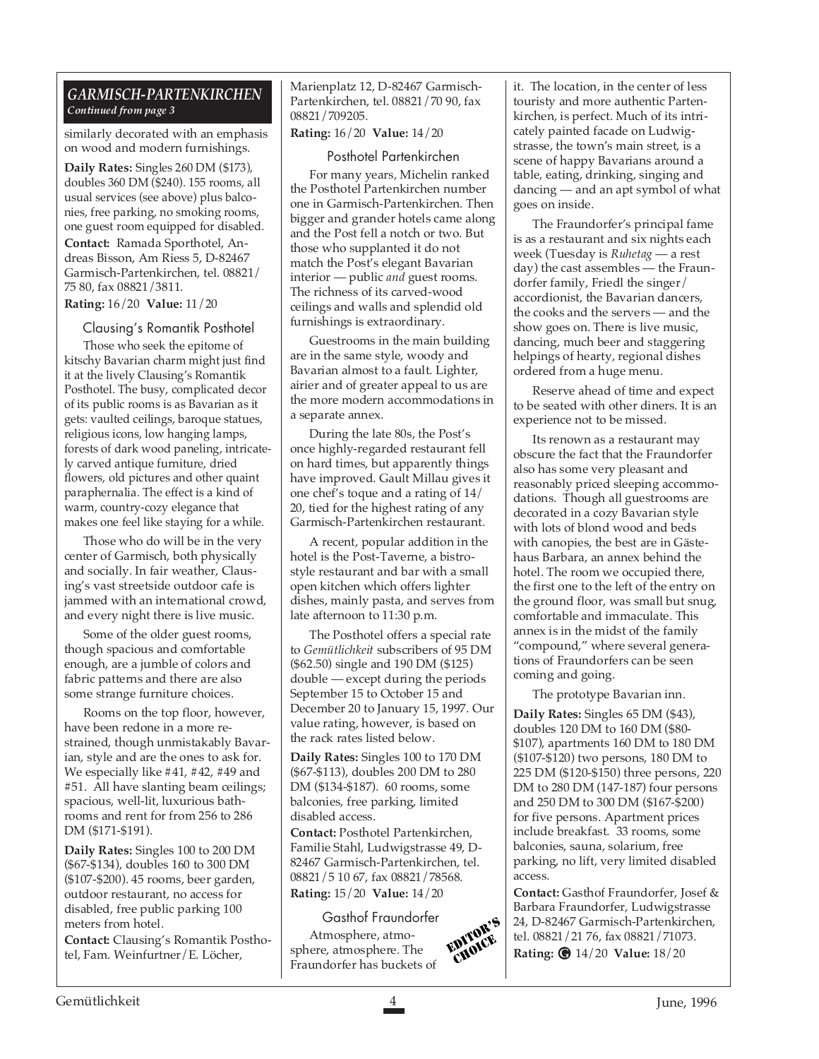## GARMISCH-PARTENKIRCHEN

*Continued from page 3*

similarly decorated with an emphasis on wood and modern furnishings.

**Daily Rates:** Singles 260 DM ($173), doubles 360 DM ($240). 155 rooms, all usual services (see above) plus balconies, free parking, no smoking rooms, one guest room equipped for disabled.

**Contact:** Ramada Sporthotel, Andreas Bisson, Am Riess 5, D-82467 Garmisch-Partenkirchen, tel. 08821/75 80, fax 08821/3811.

**Rating:** 16/20 **Value:** 11/20

### Clausing's Romantik Posthotel

Those who seek the epitome of kitschy Bavarian charm might just find it at the lively Clausing's Romantik Posthotel. The busy, complicated decor of its public rooms is as Bavarian as it gets: vaulted ceilings, baroque statues, religious icons, low hanging lamps, forests of dark wood paneling, intricately carved antique furniture, dried flowers, old pictures and other quaint paraphernalia. The effect is a kind of warm, country-cozy elegance that makes one feel like staying for a while.

Those who do will be in the very center of Garmisch, both physically and socially. In fair weather, Clausing's vast streetside outdoor cafe is jammed with an international crowd, and every night there is live music.

Some of the older guest rooms, though spacious and comfortable enough, are a jumble of colors and fabric patterns and there are also some strange furniture choices.

Rooms on the top floor, however, have been redone in a more restrained, though unmistakably Bavarian, style and are the ones to ask for. We especially like #41, #42, #49 and #51. All have slanting beam ceilings; spacious, well-lit, luxurious bathrooms and rent for from 256 to 286 DM ($171-$191).

**Daily Rates:** Singles 100 to 200 DM ($67-$134), doubles 160 to 300 DM ($107-$200). 45 rooms, beer garden, outdoor restaurant, no access for disabled, free public parking 100 meters from hotel.

**Contact:** Clausing's Romantik Posthotel, Fam. Weinfurtner/E. Löcher, Marienplatz 12, D-82467 Garmisch-Partenkirchen, tel. 08821/70 90, fax 08821/709205.

**Rating:** 16/20 **Value:** 14/20

### Posthotel Partenkirchen

For many years, Michelin ranked the Posthotel Partenkirchen number one in Garmisch-Partenkirchen. Then bigger and grander hotels came along and the Post fell a notch or two. But those who supplanted it do not match the Post's elegant Bavarian interior — public *and* guest rooms. The richness of its carved-wood ceilings and walls and splendid old furnishings is extraordinary.

Guestrooms in the main building are in the same style, woody and Bavarian almost to a fault. Lighter, airier and of greater appeal to us are the more modern accommodations in a separate annex.

During the late 80s, the Post's once highly-regarded restaurant fell on hard times, but apparently things have improved. Gault Millau gives it one chef's toque and a rating of 14/20, tied for the highest rating of any Garmisch-Partenkirchen restaurant.

A recent, popular addition in the hotel is the Post-Taverne, a bistro-style restaurant and bar with a small open kitchen which offers lighter dishes, mainly pasta, and serves from late afternoon to 11:30 p.m.

The Posthotel offers a special rate to *Gemütlichkeit* subscribers of 95 DM ($62.50) single and 190 DM ($125) double — except during the periods September 15 to October 15 and December 20 to January 15, 1997. Our value rating, however, is based on the rack rates listed below.

**Daily Rates:** Singles 100 to 170 DM ($67-$113), doubles 200 DM to 280 DM ($134-$187). 60 rooms, some balconies, free parking, limited disabled access.

**Contact:** Posthotel Partenkirchen, Familie Stahl, Ludwigstrasse 49, D-82467 Garmisch-Partenkirchen, tel. 08821/5 10 67, fax 08821/78568.

**Rating:** 15/20 **Value:** 14/20

### Gasthof Fraundorfer

EDITOR'S CHOICE

Atmosphere, atmosphere, atmosphere. The Fraundorfer has buckets of it. The location, in the center of less touristy and more authentic Partenkirchen, is perfect. Much of its intricately painted facade on Ludwigstrasse, the town's main street, is a scene of happy Bavarians around a table, eating, drinking, singing and dancing — and an apt symbol of what goes on inside.

The Fraundorfer's principal fame is as a restaurant and six nights each week (Tuesday is *Ruhetag* — a rest day) the cast assembles — the Fraundorfer family, Friedl the singer/accordionist, the Bavarian dancers, the cooks and the servers — and the show goes on. There is live music, dancing, much beer and staggering helpings of hearty, regional dishes ordered from a huge menu.

Reserve ahead of time and expect to be seated with other diners. It is an experience not to be missed.

Its renown as a restaurant may obscure the fact that the Fraundorfer also has some very pleasant and reasonably priced sleeping accommodations. Though all guestrooms are decorated in a cozy Bavarian style with lots of blond wood and beds with canopies, the best are in Gästehaus Barbara, an annex behind the hotel. The room we occupied there, the first one to the left of the entry on the ground floor, was small but snug, comfortable and immaculate. This annex is in the midst of the family "compound," where several generations of Fraundorfers can be seen coming and going.

The prototype Bavarian inn.

**Daily Rates:** Singles 65 DM ($43), doubles 120 DM to 160 DM ($80-$107), apartments 160 DM to 180 DM ($107-$120) two persons, 180 DM to 225 DM ($120-$150) three persons, 220 DM to 280 DM (147-187) four persons and 250 DM to 300 DM ($167-$200) for five persons. Apartment prices include breakfast. 33 rooms, some balconies, sauna, solarium, free parking, no lift, very limited disabled access.

**Contact:** Gasthof Fraundorfer, Josef & Barbara Fraundorfer, Ludwigstrasse 24, D-82467 Garmisch-Partenkirchen, tel. 08821/21 76, fax 08821/71073.

**Rating:** G 14/20 **Value:** 18/20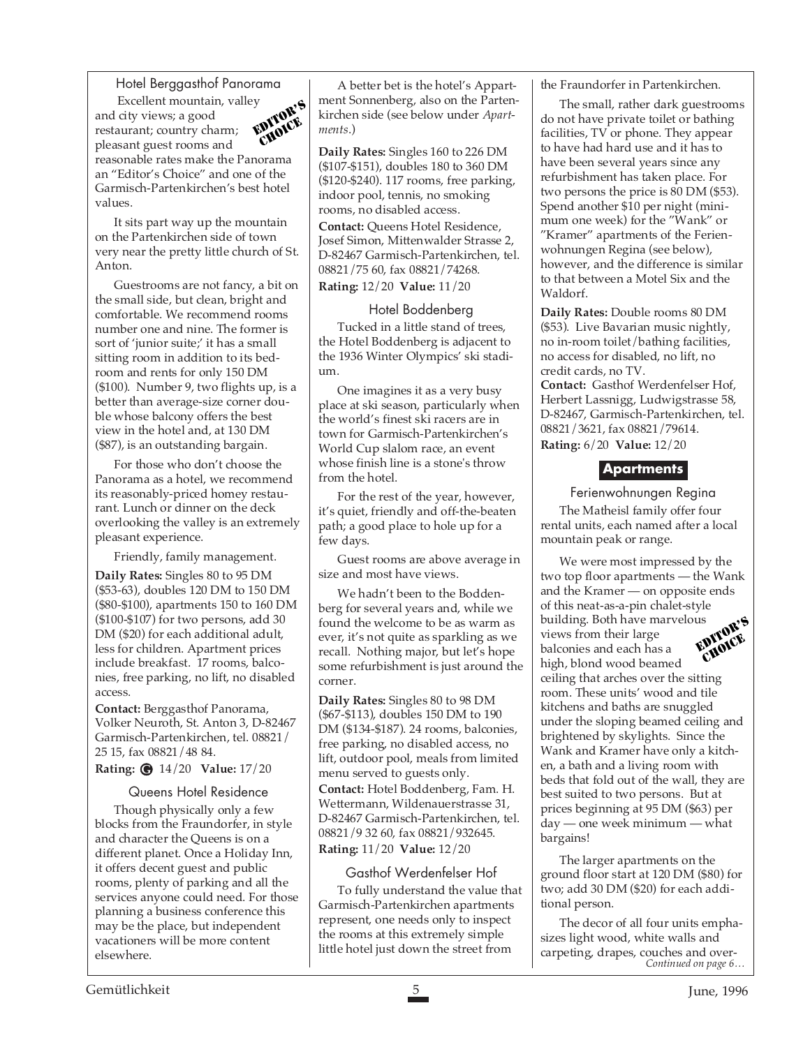### Hotel Berggasthof Panorama

EDITOR'S CHOICE

Excellent mountain, valley and city views; a good restaurant; country charm; pleasant guest rooms and reasonable rates make the Panorama an "Editor's Choice" and one of the Garmisch-Partenkirchen's best hotel values.

It sits part way up the mountain on the Partenkirchen side of town very near the pretty little church of St. Anton.

Guestrooms are not fancy, a bit on the small side, but clean, bright and comfortable. We recommend rooms number one and nine. The former is sort of 'junior suite;' it has a small sitting room in addition to its bedroom and rents for only 150 DM ($100). Number 9, two flights up, is a better than average-size corner double whose balcony offers the best view in the hotel and, at 130 DM ($87), is an outstanding bargain.

For those who don't choose the Panorama as a hotel, we recommend its reasonably-priced homey restaurant. Lunch or dinner on the deck overlooking the valley is an extremely pleasant experience.

Friendly, family management.

**Daily Rates:** Singles 80 to 95 DM ($53-63), doubles 120 DM to 150 DM ($80-$100), apartments 150 to 160 DM ($100-$107) for two persons, add 30 DM ($20) for each additional adult, less for children. Apartment prices include breakfast. 17 rooms, balconies, free parking, no lift, no disabled access.

**Contact:** Berggasthof Panorama, Volker Neuroth, St. Anton 3, D-82467 Garmisch-Partenkirchen, tel. 08821/25 15, fax 08821/48 84.

**Rating:** G 14/20 **Value:** 17/20

### Queens Hotel Residence

Though physically only a few blocks from the Fraundorfer, in style and character the Queens is on a different planet. Once a Holiday Inn, it offers decent guest and public rooms, plenty of parking and all the services anyone could need. For those planning a business conference this may be the place, but independent vacationers will be more content elsewhere.

A better bet is the hotel's Appartment Sonnenberg, also on the Partenkirchen side (see below under *Apartments*.)

**Daily Rates:** Singles 160 to 226 DM ($107-$151), doubles 180 to 360 DM ($120-$240). 117 rooms, free parking, indoor pool, tennis, no smoking rooms, no disabled access.

**Contact:** Queens Hotel Residence, Josef Simon, Mittenwalder Strasse 2, D-82467 Garmisch-Partenkirchen, tel. 08821/75 60, fax 08821/74268.

**Rating:** 12/20 **Value:** 11/20

### Hotel Boddenberg

Tucked in a little stand of trees, the Hotel Boddenberg is adjacent to the 1936 Winter Olympics' ski stadium.

One imagines it as a very busy place at ski season, particularly when the world's finest ski racers are in town for Garmisch-Partenkirchen's World Cup slalom race, an event whose finish line is a stone's throw from the hotel.

For the rest of the year, however, it's quiet, friendly and off-the-beaten path; a good place to hole up for a few days.

Guest rooms are above average in size and most have views.

We hadn't been to the Boddenberg for several years and, while we found the welcome to be as warm as ever, it's not quite as sparkling as we recall. Nothing major, but let's hope some refurbishment is just around the corner.

**Daily Rates:** Singles 80 to 98 DM ($67-$113), doubles 150 DM to 190 DM ($134-$187). 24 rooms, balconies, free parking, no disabled access, no lift, outdoor pool, meals from limited menu served to guests only.

**Contact:** Hotel Boddenberg, Fam. H. Wettermann, Wildenauerstrasse 31, D-82467 Garmisch-Partenkirchen, tel. 08821/9 32 60, fax 08821/932645.

**Rating:** 11/20 **Value:** 12/20

### Gasthof Werdenfelser Hof

To fully understand the value that Garmisch-Partenkirchen apartments represent, one needs only to inspect the rooms at this extremely simple little hotel just down the street from the Fraundorfer in Partenkirchen.

The small, rather dark guestrooms do not have private toilet or bathing facilities, TV or phone. They appear to have had hard use and it has to have been several years since any refurbishment has taken place. For two persons the price is 80 DM ($53). Spend another $10 per night (minimum one week) for the "Wank" or "Kramer" apartments of the Ferienwohnungen Regina (see below), however, and the difference is similar to that between a Motel Six and the Waldorf.

**Daily Rates:** Double rooms 80 DM ($53). Live Bavarian music nightly, no in-room toilet/bathing facilities, no access for disabled, no lift, no credit cards, no TV.

**Contact:** Gasthof Werdenfelser Hof, Herbert Lassnigg, Ludwigstrasse 58, D-82467, Garmisch-Partenkirchen, tel. 08821/3621, fax 08821/79614.

**Rating:** 6/20 **Value:** 12/20

## Apartments

### Ferienwohnungen Regina

The Matheisl family offer four rental units, each named after a local mountain peak or range.

EDITOR'S CHOICE

We were most impressed by the two top floor apartments — the Wank and the Kramer — on opposite ends of this neat-as-a-pin chalet-style building. Both have marvelous views from their large balconies and each has a high, blond wood beamed ceiling that arches over the sitting room. These units' wood and tile kitchens and baths are snuggled under the sloping beamed ceiling and brightened by skylights. Since the Wank and Kramer have only a kitchen, a bath and a living room with beds that fold out of the wall, they are best suited to two persons. But at prices beginning at 95 DM ($63) per day — one week minimum — what bargains!

The larger apartments on the ground floor start at 120 DM ($80) for two; add 30 DM ($20) for each additional person.

The decor of all four units emphasizes light wood, white walls and carpeting, drapes, couches and over-

*Continued on page 6…*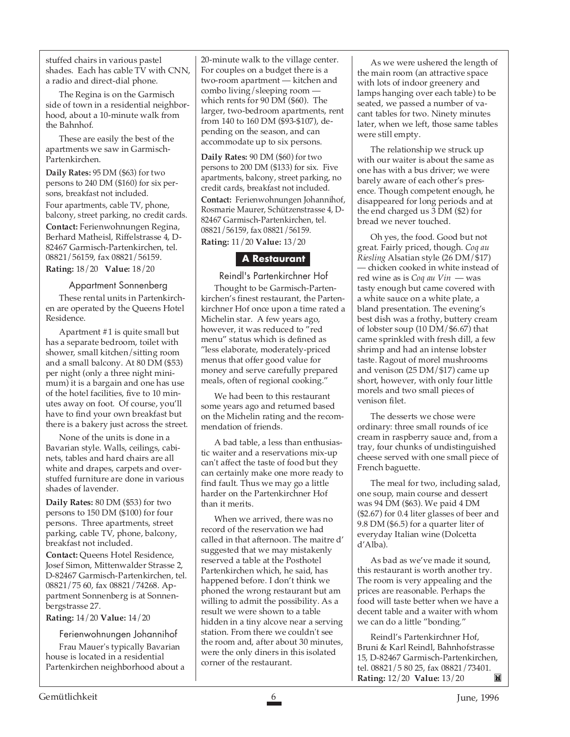stuffed chairs in various pastel shades. Each has cable TV with CNN, a radio and direct-dial phone.

The Regina is on the Garmisch side of town in a residential neighborhood, about a 10-minute walk from the Bahnhof.

These are easily the best of the apartments we saw in Garmisch-Partenkirchen.

**Daily Rates:** 95 DM ($63) for two persons to 240 DM ($160) for six persons, breakfast not included.
Four apartments, cable TV, phone, balcony, street parking, no credit cards.
**Contact:** Ferienwohnungen Regina, Berhard Matheisl, Riffelstrasse 4, D-82467 Garmisch-Partenkirchen, tel. 08821/56159, fax 08821/56159.
**Rating:** 18/20 **Value:** 18/20

### Appartment Sonnenberg

These rental units in Partenkirchen are operated by the Queens Hotel Residence.

Apartment #1 is quite small but has a separate bedroom, toilet with shower, small kitchen/sitting room and a small balcony. At 80 DM ($53) per night (only a three night minimum) it is a bargain and one has use of the hotel facilities, five to 10 minutes away on foot. Of course, you'll have to find your own breakfast but there is a bakery just across the street.

None of the units is done in a Bavarian style. Walls, ceilings, cabinets, tables and hard chairs are all white and drapes, carpets and overstuffed furniture are done in various shades of lavender.

**Daily Rates:** 80 DM ($53) for two persons to 150 DM ($100) for four persons. Three apartments, street parking, cable TV, phone, balcony, breakfast not included.
**Contact:** Queens Hotel Residence, Josef Simon, Mittenwalder Strasse 2, D-82467 Garmisch-Partenkirchen, tel. 08821/75 60, fax 08821/74268. Appartment Sonnenberg is at Sonnenbergstrasse 27.
**Rating:** 14/20 **Value:** 14/20

### Ferienwohnungen Johannihof

Frau Mauer's typically Bavarian house is located in a residential Partenkirchen neighborhood about a 20-minute walk to the village center. For couples on a budget there is a two-room apartment — kitchen and combo living/sleeping room — which rents for 90 DM ($60). The larger, two-bedroom apartments, rent from 140 to 160 DM ($93-$107), depending on the season, and can accommodate up to six persons.

**Daily Rates:** 90 DM ($60) for two persons to 200 DM ($133) for six. Five apartments, balcony, street parking, no credit cards, breakfast not included.
**Contact:** Ferienwohnungen Johannihof, Rosmarie Maurer, Schützenstrasse 4, D-82467 Garmisch-Partenkirchen, tel. 08821/56159, fax 08821/56159.
**Rating:** 11/20 **Value:** 13/20

## A Restaurant

### Reindl's Partenkirchner Hof

Thought to be Garmisch-Partenkirchen's finest restaurant, the Partenkirchner Hof once upon a time rated a Michelin star. A few years ago, however, it was reduced to "red menu" status which is defined as "less elaborate, moderately-priced menus that offer good value for money and serve carefully prepared meals, often of regional cooking."

We had been to this restaurant some years ago and returned based on the Michelin rating and the recommendation of friends.

A bad table, a less than enthusiastic waiter and a reservations mix-up can't affect the taste of food but they can certainly make one more ready to find fault. Thus we may go a little harder on the Partenkirchner Hof than it merits.

When we arrived, there was no record of the reservation we had called in that afternoon. The maitre d' suggested that we may mistakenly reserved a table at the Posthotel Partenkirchen which, he said, has happened before. I don't think we phoned the wrong restaurant but am willing to admit the possibility. As a result we were shown to a table hidden in a tiny alcove near a serving station. From there we couldn't see the room and, after about 30 minutes, were the only diners in this isolated corner of the restaurant.

As we were ushered the length of the main room (an attractive space with lots of indoor greenery and lamps hanging over each table) to be seated, we passed a number of vacant tables for two. Ninety minutes later, when we left, those same tables were still empty.

The relationship we struck up with our waiter is about the same as one has with a bus driver; we were barely aware of each other's presence. Though competent enough, he disappeared for long periods and at the end charged us 3 DM ($2) for bread we never touched.

Oh yes, the food. Good but not great. Fairly priced, though. *Coq au Riesling* Alsatian style (26 DM/$17) — chicken cooked in white instead of red wine as is *Coq au Vin* — was tasty enough but came covered with a white sauce on a white plate, a bland presentation. The evening's best dish was a frothy, buttery cream of lobster soup (10 DM/$6.67) that came sprinkled with fresh dill, a few shrimp and had an intense lobster taste. Ragout of morel mushrooms and venison (25 DM/$17) came up short, however, with only four little morels and two small pieces of venison filet.

The desserts we chose were ordinary: three small rounds of ice cream in raspberry sauce and, from a tray, four chunks of undistinguished cheese served with one small piece of French baguette.

The meal for two, including salad, one soup, main course and dessert was 94 DM ($63). We paid 4 DM ($2.67) for 0.4 liter glasses of beer and 9.8 DM ($6.5) for a quarter liter of everyday Italian wine (Dolcetta d'Alba).

As bad as we've made it sound, this restaurant is worth another try. The room is very appealing and the prices are reasonable. Perhaps the food will taste better when we have a decent table and a waiter with whom we can do a little "bonding."

Reindl's Partenkirchner Hof, Bruni & Karl Reindl, Bahnhofstrasse 15, D-82467 Garmisch-Partenkirchen, tel. 08821/5 80 25, fax 08821/73401.
**Rating:** 12/20 **Value:** 13/20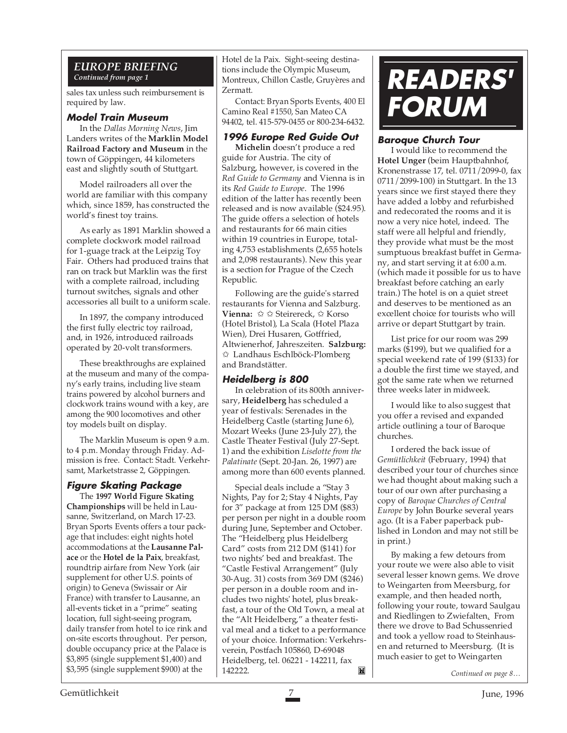## EUROPE BRIEFING

*Continued from page 1*

sales tax unless such reimbursement is required by law.

### Model Train Museum

In the *Dallas Morning News*, Jim Landers writes of the **Marklin Model Railroad Factory and Museum** in the town of Göppingen, 44 kilometers east and slightly south of Stuttgart.

Model railroaders all over the world are familiar with this company which, since 1859, has constructed the world's finest toy trains.

As early as 1891 Marklin showed a complete clockwork model railroad for 1-guage track at the Leipzig Toy Fair. Others had produced trains that ran on track but Marklin was the first with a complete railroad, including turnout switches, signals and other accessories all built to a uniform scale.

In 1897, the company introduced the first fully electric toy railroad, and, in 1926, introduced railroads operated by 20-volt transformers.

These breakthroughs are explained at the museum and many of the company's early trains, including live steam trains powered by alcohol burners and clockwork trains wound with a key, are among the 900 locomotives and other toy models built on display.

The Marklin Museum is open 9 a.m. to 4 p.m. Monday through Friday. Admission is free. Contact: Stadt. Verkehrsamt, Marketstrasse 2, Göppingen.

### Figure Skating Package

The **1997 World Figure Skating Championships** will be held in Lausanne, Switzerland, on March 17-23. Bryan Sports Events offers a tour package that includes: eight nights hotel accommodations at the **Lausanne Palace** or the **Hotel de la Paix**, breakfast, roundtrip airfare from New York (air supplement for other U.S. points of origin) to Geneva (Swissair or Air France) with transfer to Lausanne, an all-events ticket in a "prime" seating location, full sight-seeing program, daily transfer from hotel to ice rink and on-site escorts throughout. Per person, double occupancy price at the Palace is $3,895 (single supplement $1,400) and $3,595 (single supplement $900) at the Hotel de la Paix. Sight-seeing destinations include the Olympic Museum, Montreux, Chillon Castle, Gruyères and Zermatt.

Contact: Bryan Sports Events, 400 El Camino Real #1550, San Mateo CA 94402, tel. 415-579-0455 or 800-234-6432.

### 1996 Europe Red Guide Out

**Michelin** doesn't produce a red guide for Austria. The city of Salzburg, however, is covered in the *Red Guide to Germany* and Vienna is in its *Red Guide to Europe*. The 1996 edition of the latter has recently been released and is now available ($24.95). The guide offers a selection of hotels and restaurants for 66 main cities within 19 countries in Europe, totaling 4,753 establishments (2,655 hotels and 2,098 restaurants). New this year is a section for Prague of the Czech Republic.

Following are the guide's starred restaurants for Vienna and Salzburg. **Vienna:** ✩ ✩ Steirereck, ✩ Korso (Hotel Bristol), La Scala (Hotel Plaza Wien), Drei Husaren, Gotffried, Altwienerhof, Jahreszeiten. **Salzburg:** ✩ Landhaus Eschlböck-Plomberg and Brandstätter.

### Heidelberg is 800

In celebration of its 800th anniversary, **Heidelberg** has scheduled a year of festivals: Serenades in the Heidelberg Castle (starting June 6), Mozart Weeks (June 23-July 27), the Castle Theater Festival (July 27-Sept. 1) and the exhibition *Liselotte from the Palatinate* (Sept. 20-Jan. 26, 1997) are among more than 600 events planned.

Special deals include a "Stay 3 Nights, Pay for 2; Stay 4 Nights, Pay for 3" package at from 125 DM ($83) per person per night in a double room during June, September and October. The "Heidelberg plus Heidelberg Card" costs from 212 DM ($141) for two nights' bed and breakfast. The "Castle Festival Arrangement" (July 30-Aug. 31) costs from 369 DM ($246) per person in a double room and includes two nights' hotel, plus breakfast, a tour of the Old Town, a meal at the "Alt Heidelberg," a theater festival meal and a ticket to a performance of your choice. Information: Verkehrsverein, Postfach 105860, D-69048 Heidelberg, tel. 06221 - 142211, fax 142222.

# READERS' FORUM

### Baroque Church Tour

I would like to recommend the **Hotel Unger** (beim Hauptbahnhof, Kronenstrasse 17, tel. 0711/2099-0, fax 0711/2099-100) in Stuttgart. In the 13 years since we first stayed there they have added a lobby and refurbished and redecorated the rooms and it is now a very nice hotel, indeed. The staff were all helpful and friendly, they provide what must be the most sumptuous breakfast buffet in Germany, and start serving it at 6:00 a.m. (which made it possible for us to have breakfast before catching an early train.) The hotel is on a quiet street and deserves to be mentioned as an excellent choice for tourists who will arrive or depart Stuttgart by train.

List price for our room was 299 marks ($199), but we qualified for a special weekend rate of 199 ($133) for a double the first time we stayed, and got the same rate when we returned three weeks later in midweek.

I would like to also suggest that you offer a revised and expanded article outlining a tour of Baroque churches.

I ordered the back issue of *Gemütlichkeit* (February, 1994) that described your tour of churches since we had thought about making such a tour of our own after purchasing a copy of *Baroque Churches of Central Europe* by John Bourke several years ago. (It is a Faber paperback published in London and may not still be in print.)

By making a few detours from your route we were also able to visit several lesser known gems. We drove to Weingarten from Meersburg, for example, and then headed north, following your route, toward Saulgau and Riedlingen to Zwiefalten. From there we drove to Bad Schussenried and took a yellow road to Steinhausen and returned to Meersburg. (It is much easier to get to Weingarten

*Continued on page 8…*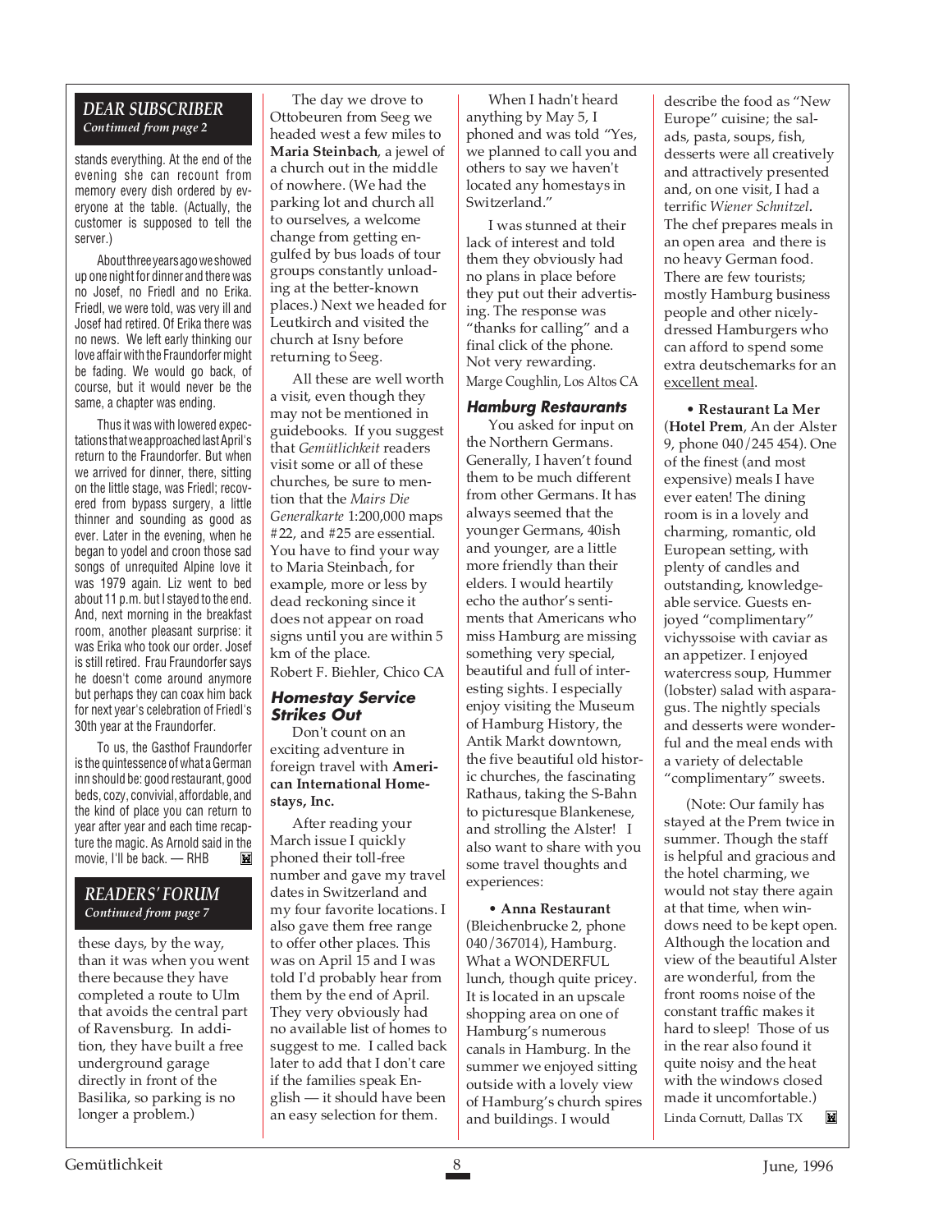## DEAR SUBSCRIBER

*Continued from page 2*

stands everything. At the end of the evening she can recount from memory every dish ordered by everyone at the table. (Actually, the customer is supposed to tell the server.)

About three years ago we showed up one night for dinner and there was no Josef, no Friedl and no Erika. Friedl, we were told, was very ill and Josef had retired. Of Erika there was no news. We left early thinking our love affair with the Fraundorfer might be fading. We would go back, of course, but it would never be the same, a chapter was ending.

Thus it was with lowered expectations that we approached last April's return to the Fraundorfer. But when we arrived for dinner, there, sitting on the little stage, was Friedl; recovered from bypass surgery, a little thinner and sounding as good as ever. Later in the evening, when he began to yodel and croon those sad songs of unrequited Alpine love it was 1979 again. Liz went to bed about 11 p.m. but I stayed to the end. And, next morning in the breakfast room, another pleasant surprise: it was Erika who took our order. Josef is still retired. Frau Fraundorfer says he doesn't come around anymore but perhaps they can coax him back for next year's celebration of Friedl's 30th year at the Fraundorfer.

To us, the Gasthof Fraundorfer is the quintessence of what a German inn should be: good restaurant, good beds, cozy, convivial, affordable, and the kind of place you can return to year after year and each time recapture the magic. As Arnold said in the movie, I'll be back. — RHB

## READERS' FORUM

*Continued from page 7*

these days, by the way, than it was when you went there because they have completed a route to Ulm that avoids the central part of Ravensburg. In addition, they have built a free underground garage directly in front of the Basilika, so parking is no longer a problem.)

The day we drove to Ottobeuren from Seeg we headed west a few miles to **Maria Steinbach**, a jewel of a church out in the middle of nowhere. (We had the parking lot and church all to ourselves, a welcome change from getting engulfed by bus loads of tour groups constantly unloading at the better-known places.) Next we headed for Leutkirch and visited the church at Isny before returning to Seeg.

All these are well worth a visit, even though they may not be mentioned in guidebooks. If you suggest that *Gemütlichkeit* readers visit some or all of these churches, be sure to mention that the *Mairs Die Generalkarte* 1:200,000 maps #22, and #25 are essential. You have to find your way to Maria Steinbach, for example, more or less by dead reckoning since it does not appear on road signs until you are within 5 km of the place.

Robert F. Biehler, Chico CA

### Homestay Service Strikes Out

Don't count on an exciting adventure in foreign travel with **American International Homestays, Inc.**

After reading your March issue I quickly phoned their toll-free number and gave my travel dates in Switzerland and my four favorite locations. I also gave them free range to offer other places. This was on April 15 and I was told I'd probably hear from them by the end of April. They very obviously had no available list of homes to suggest to me. I called back later to add that I don't care if the families speak English — it should have been an easy selection for them.

When I hadn't heard anything by May 5, I phoned and was told "Yes, we planned to call you and others to say we haven't located any homestays in Switzerland."

I was stunned at their lack of interest and told them they obviously had no plans in place before they put out their advertising. The response was "thanks for calling" and a final click of the phone. Not very rewarding.

Marge Coughlin, Los Altos CA

### Hamburg Restaurants

You asked for input on the Northern Germans. Generally, I haven't found them to be much different from other Germans. It has always seemed that the younger Germans, 40ish and younger, are a little more friendly than their elders. I would heartily echo the author's sentiments that Americans who miss Hamburg are missing something very special, beautiful and full of interesting sights. I especially enjoy visiting the Museum of Hamburg History, the Antik Markt downtown, the five beautiful old historic churches, the fascinating Rathaus, taking the S-Bahn to picturesque Blankenese, and strolling the Alster! I also want to share with you some travel thoughts and experiences:

• **Anna Restaurant** (Bleichenbrucke 2, phone 040/367014), Hamburg. What a WONDERFUL lunch, though quite pricey. It is located in an upscale shopping area on one of Hamburg's numerous canals in Hamburg. In the summer we enjoyed sitting outside with a lovely view of Hamburg's church spires and buildings. I would describe the food as "New Europe" cuisine; the salads, pasta, soups, fish, desserts were all creatively and attractively presented and, on one visit, I had a terrific *Wiener Schnitzel*. The chef prepares meals in an open area and there is no heavy German food. There are few tourists; mostly Hamburg business people and other nicely-dressed Hamburgers who can afford to spend some extra deutschemarks for an excellent meal.

• **Restaurant La Mer** (**Hotel Prem**, An der Alster 9, phone 040/245 454). One of the finest (and most expensive) meals I have ever eaten! The dining room is in a lovely and charming, romantic, old European setting, with plenty of candles and outstanding, knowledgeable service. Guests enjoyed "complimentary" vichyssoise with caviar as an appetizer. I enjoyed watercress soup, Hummer (lobster) salad with asparagus. The nightly specials and desserts were wonderful and the meal ends with a variety of delectable "complimentary" sweets.

(Note: Our family has stayed at the Prem twice in summer. Though the staff is helpful and gracious and the hotel charming, we would not stay there again at that time, when windows need to be kept open. Although the location and view of the beautiful Alster are wonderful, from the front rooms noise of the constant traffic makes it hard to sleep! Those of us in the rear also found it quite noisy and the heat with the windows closed made it uncomfortable.)

Linda Cornutt, Dallas TX